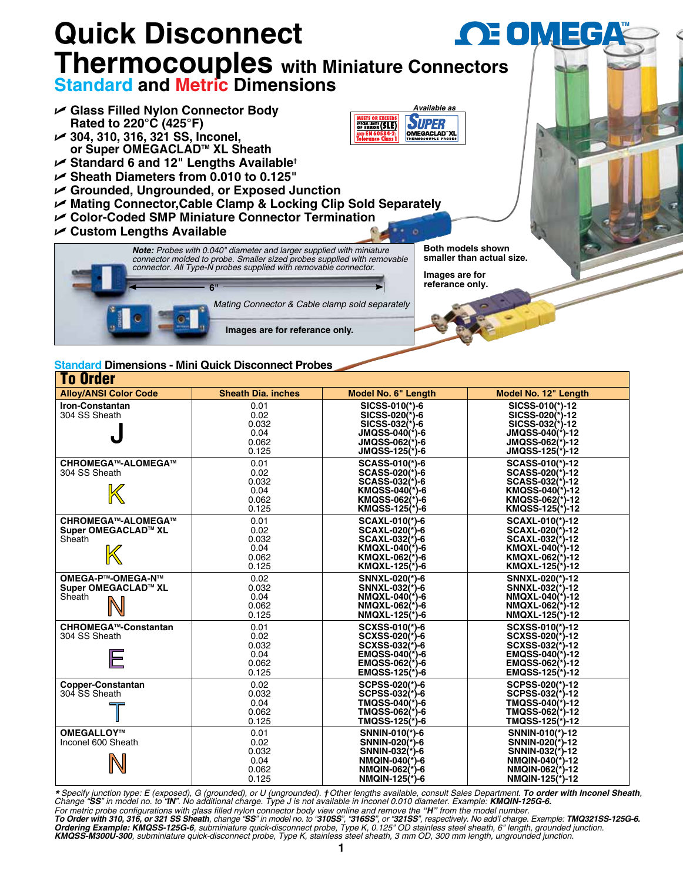# Quick Disconnect Thermocouples with Miniature Connectors

## Standard and Metric Dimensions

- Glass Filled Nylon Connector Body Rated to 220°C (425°F)
- 304, 310, 316, 321 SS, Inconel, or Super OMEGACLAD™ XL Sheath
- Standard 6 and 12" Lengths Available†
- Sheath Diameters from 0.010 to 0.125"
- Grounded, Ungrounded, or Exposed Junction
- Mating Connector,Cable Clamp & Locking Clip Sold Separately
- Color-Coded SMP Miniature Connector Termination
- Custom Lengths Available

Available as SUPER OMEGACLAD™XL THERMOCOUPLE PROBES

MEETS OR EXCEEDS SPECIAL LIMITS OF ERROR (SLE) AND EN 60584-2: Tolerance Class 1

***Note:*** *Probes with 0.040" diameter and larger supplied with miniature connector molded to probe. Smaller sized probes supplied with removable connector. All Type-N probes supplied with removable connector.*

6"

*Mating Connector & Cable clamp sold separately*

**Images are for referance only.**

**Both models shown smaller than actual size.**

**Images are for referance only.**

### Standard Dimensions - Mini Quick Disconnect Probes

**To Order**

| Alloy/ANSI Color Code | Sheath Dia. inches | Model No. 6" Length | Model No. 12" Length |
|---|---|---|---|
| **Iron-Constantan** 304 SS Sheath **J** | 0.01 | SICSS-010(*)-6 | SICSS-010(*)-12 |
| | 0.02 | SICSS-020(*)-6 | SICSS-020(*)-12 |
| | 0.032 | SICSS-032(*)-6 | SICSS-032(*)-12 |
| | 0.04 | JMQSS-040(*)-6 | JMQSS-040(*)-12 |
| | 0.062 | JMQSS-062(*)-6 | JMQSS-062(*)-12 |
| | 0.125 | JMQSS-125(*)-6 | JMQSS-125(*)-12 |
| **CHROMEGA™-ALOMEGA™** 304 SS Sheath **K** | 0.01 | SCASS-010(*)-6 | SCASS-010(*)-12 |
| | 0.02 | SCASS-020(*)-6 | SCASS-020(*)-12 |
| | 0.032 | SCASS-032(*)-6 | SCASS-032(*)-12 |
| | 0.04 | KMQSS-040(*)-6 | KMQSS-040(*)-12 |
| | 0.062 | KMQSS-062(*)-6 | KMQSS-062(*)-12 |
| | 0.125 | KMQSS-125(*)-6 | KMQSS-125(*)-12 |
| **CHROMEGA™-ALOMEGA™ Super OMEGACLAD™ XL** Sheath **K** | 0.01 | SCAXL-010(*)-6 | SCAXL-010(*)-12 |
| | 0.02 | SCAXL-020(*)-6 | SCAXL-020(*)-12 |
| | 0.032 | SCAXL-032(*)-6 | SCAXL-032(*)-12 |
| | 0.04 | KMQXL-040(*)-6 | KMQXL-040(*)-12 |
| | 0.062 | KMQXL-062(*)-6 | KMQXL-062(*)-12 |
| | 0.125 | KMQXL-125(*)-6 | KMQXL-125(*)-12 |
| **OMEGA-P™-OMEGA-N™ Super OMEGACLAD™ XL** Sheath **N** | 0.02 | SNNXL-020(*)-6 | SNNXL-020(*)-12 |
| | 0.032 | SNNXL-032(*)-6 | SNNXL-032(*)-12 |
| | 0.04 | NMQXL-040(*)-6 | NMQXL-040(*)-12 |
| | 0.062 | NMQXL-062(*)-6 | NMQXL-062(*)-12 |
| | 0.125 | NMQXL-125(*)-6 | NMQXL-125(*)-12 |
| **CHROMEGA™-Constantan** 304 SS Sheath **E** | 0.01 | SCXSS-010(*)-6 | SCXSS-010(*)-12 |
| | 0.02 | SCXSS-020(*)-6 | SCXSS-020(*)-12 |
| | 0.032 | SCXSS-032(*)-6 | SCXSS-032(*)-12 |
| | 0.04 | EMQSS-040(*)-6 | EMQSS-040(*)-12 |
| | 0.062 | EMQSS-062(*)-6 | EMQSS-062(*)-12 |
| | 0.125 | EMQSS-125(*)-6 | EMQSS-125(*)-12 |
| **Copper-Constantan** 304 SS Sheath **T** | 0.02 | SCPSS-020(*)-6 | SCPSS-020(*)-12 |
| | 0.032 | SCPSS-032(*)-6 | SCPSS-032(*)-12 |
| | 0.04 | TMQSS-040(*)-6 | TMQSS-040(*)-12 |
| | 0.062 | TMQSS-062(*)-6 | TMQSS-062(*)-12 |
| | 0.125 | TMQSS-125(*)-6 | TMQSS-125(*)-12 |
| **OMEGALLOY™** Inconel 600 Sheath **N** | 0.01 | SNNIN-010(*)-6 | SNNIN-010(*)-12 |
| | 0.02 | SNNIN-020(*)-6 | SNNIN-020(*)-12 |
| | 0.032 | SNNIN-032(*)-6 | SNNIN-032(*)-12 |
| | 0.04 | NMQIN-040(*)-6 | NMQIN-040(*)-12 |
| | 0.062 | NMQIN-062(*)-6 | NMQIN-062(*)-12 |
| | 0.125 | NMQIN-125(*)-6 | NMQIN-125(*)-12 |

*\* Specify junction type: E (exposed), G (grounded), or U (ungrounded). † Other lengths available, consult Sales Department.* ***To order with Inconel Sheath****, Change "SS" in model no. to "IN". No additional charge. Type J is not available in Inconel 0.010 diameter. Example:* ***KMQIN-125G-6.***

*For metric probe configurations with glass filled nylon connector body view online and remove the* ***"H"*** *from the model number.*

***To Order with 310, 316, or 321 SS Sheath****, change "SS" in model no. to "310SS", "316SS", or "321SS", respectively. No add'l charge. Example:* ***TMQ321SS-125G-6.***

***Ordering Example: KMQSS-125G-6****, subminiature quick-disconnect probe, Type K, 0.125" OD stainless steel sheath, 6" length, grounded junction.*

***KMQSS-M300U-300****, subminiature quick-disconnect probe, Type K, stainless steel sheath, 3 mm OD, 300 mm length, ungrounded junction.*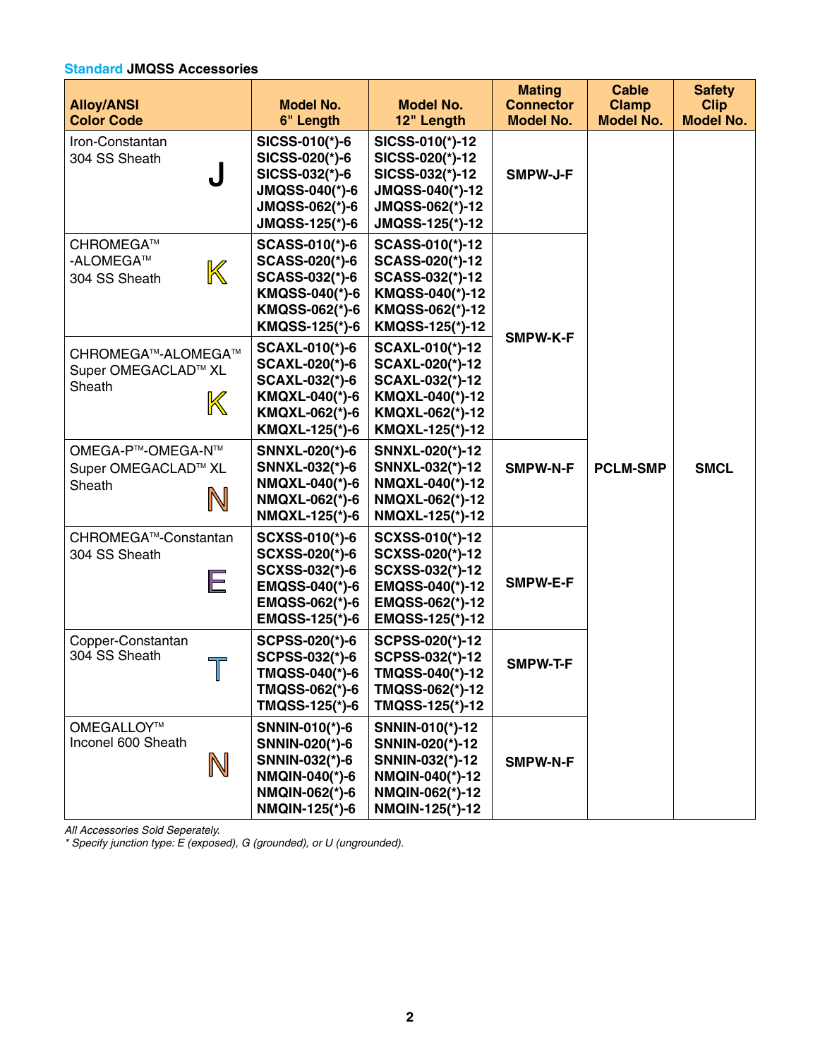**Standard JMQSS Accessories**

| Alloy/ANSI Color Code | Model No. 6" Length | Model No. 12" Length | Mating Connector Model No. | Cable Clamp Model No. | Safety Clip Model No. |
|---|---|---|---|---|---|
| Iron-Constantan 304 SS Sheath J | SICSS-010(*)-6<br>SICSS-020(*)-6<br>SICSS-032(*)-6<br>JMQSS-040(*)-6<br>JMQSS-062(*)-6<br>JMQSS-125(*)-6 | SICSS-010(*)-12<br>SICSS-020(*)-12<br>SICSS-032(*)-12<br>JMQSS-040(*)-12<br>JMQSS-062(*)-12<br>JMQSS-125(*)-12 | SMPW-J-F | PCLM-SMP | SMCL |
| CHROMEGA™ -ALOMEGA™ 304 SS Sheath K | SCASS-010(*)-6<br>SCASS-020(*)-6<br>SCASS-032(*)-6<br>KMQSS-040(*)-6<br>KMQSS-062(*)-6<br>KMQSS-125(*)-6 | SCASS-010(*)-12<br>SCASS-020(*)-12<br>SCASS-032(*)-12<br>KMQSS-040(*)-12<br>KMQSS-062(*)-12<br>KMQSS-125(*)-12 | SMPW-K-F | PCLM-SMP | SMCL |
| CHROMEGA™-ALOMEGA™ Super OMEGACLAD™ XL Sheath K | SCAXL-010(*)-6<br>SCAXL-020(*)-6<br>SCAXL-032(*)-6<br>KMQXL-040(*)-6<br>KMQXL-062(*)-6<br>KMQXL-125(*)-6 | SCAXL-010(*)-12<br>SCAXL-020(*)-12<br>SCAXL-032(*)-12<br>KMQXL-040(*)-12<br>KMQXL-062(*)-12<br>KMQXL-125(*)-12 | SMPW-K-F | PCLM-SMP | SMCL |
| OMEGA-P™-OMEGA-N™ Super OMEGACLAD™ XL Sheath N | SNNXL-020(*)-6<br>SNNXL-032(*)-6<br>NMQXL-040(*)-6<br>NMQXL-062(*)-6<br>NMQXL-125(*)-6 | SNNXL-020(*)-12<br>SNNXL-032(*)-12<br>NMQXL-040(*)-12<br>NMQXL-062(*)-12<br>NMQXL-125(*)-12 | SMPW-N-F | PCLM-SMP | SMCL |
| CHROMEGA™-Constantan 304 SS Sheath E | SCXSS-010(*)-6<br>SCXSS-020(*)-6<br>SCXSS-032(*)-6<br>EMQSS-040(*)-6<br>EMQSS-062(*)-6<br>EMQSS-125(*)-6 | SCXSS-010(*)-12<br>SCXSS-020(*)-12<br>SCXSS-032(*)-12<br>EMQSS-040(*)-12<br>EMQSS-062(*)-12<br>EMQSS-125(*)-12 | SMPW-E-F | PCLM-SMP | SMCL |
| Copper-Constantan 304 SS Sheath T | SCPSS-020(*)-6<br>SCPSS-032(*)-6<br>TMQSS-040(*)-6<br>TMQSS-062(*)-6<br>TMQSS-125(*)-6 | SCPSS-020(*)-12<br>SCPSS-032(*)-12<br>TMQSS-040(*)-12<br>TMQSS-062(*)-12<br>TMQSS-125(*)-12 | SMPW-T-F | PCLM-SMP | SMCL |
| OMEGALLOY™ Inconel 600 Sheath N | SNNIN-010(*)-6<br>SNNIN-020(*)-6<br>SNNIN-032(*)-6<br>NMQIN-040(*)-6<br>NMQIN-062(*)-6<br>NMQIN-125(*)-6 | SNNIN-010(*)-12<br>SNNIN-020(*)-12<br>SNNIN-032(*)-12<br>NMQIN-040(*)-12<br>NMQIN-062(*)-12<br>NMQIN-125(*)-12 | SMPW-N-F | PCLM-SMP | SMCL |

*All Accessories Sold Seperately.*
*\* Specify junction type: E (exposed), G (grounded), or U (ungrounded).*